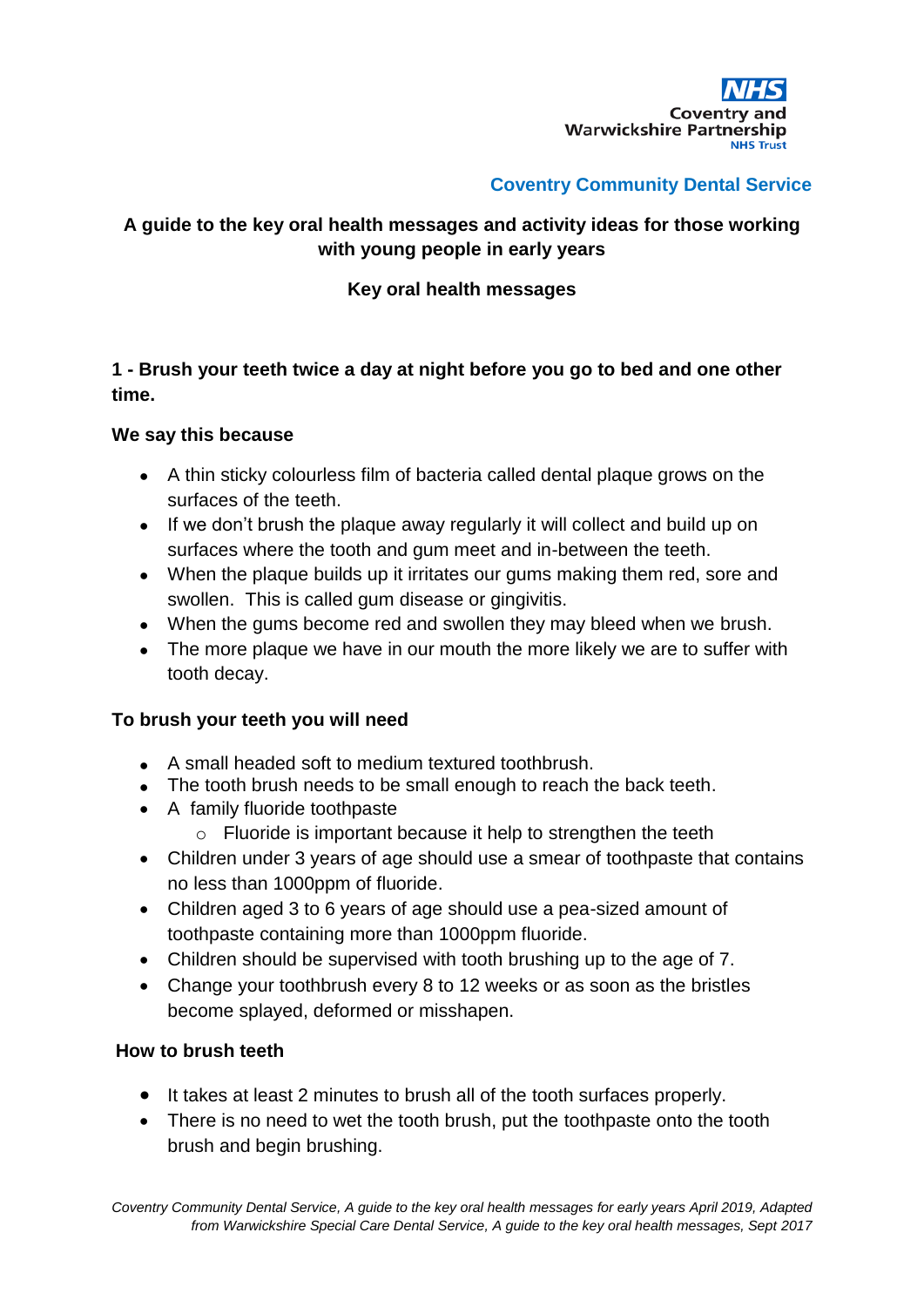NHS
Coventry and Warwickshire Partnership
NHS Trust

**Coventry Community Dental Service**

## A guide to the key oral health messages and activity ideas for those working with young people in early years

### Key oral health messages

### 1 - Brush your teeth twice a day at night before you go to bed and one other time.

**We say this because**

- A thin sticky colourless film of bacteria called dental plaque grows on the surfaces of the teeth.
- If we don't brush the plaque away regularly it will collect and build up on surfaces where the tooth and gum meet and in-between the teeth.
- When the plaque builds up it irritates our gums making them red, sore and swollen. This is called gum disease or gingivitis.
- When the gums become red and swollen they may bleed when we brush.
- The more plaque we have in our mouth the more likely we are to suffer with tooth decay.

**To brush your teeth you will need**

- A small headed soft to medium textured toothbrush.
- The tooth brush needs to be small enough to reach the back teeth.
- A family fluoride toothpaste
  - Fluoride is important because it help to strengthen the teeth
- Children under 3 years of age should use a smear of toothpaste that contains no less than 1000ppm of fluoride.
- Children aged 3 to 6 years of age should use a pea-sized amount of toothpaste containing more than 1000ppm fluoride.
- Children should be supervised with tooth brushing up to the age of 7.
- Change your toothbrush every 8 to 12 weeks or as soon as the bristles become splayed, deformed or misshapen.

**How to brush teeth**

- It takes at least 2 minutes to brush all of the tooth surfaces properly.
- There is no need to wet the tooth brush, put the toothpaste onto the tooth brush and begin brushing.

*Coventry Community Dental Service, A guide to the key oral health messages for early years April 2019, Adapted from Warwickshire Special Care Dental Service, A guide to the key oral health messages, Sept 2017*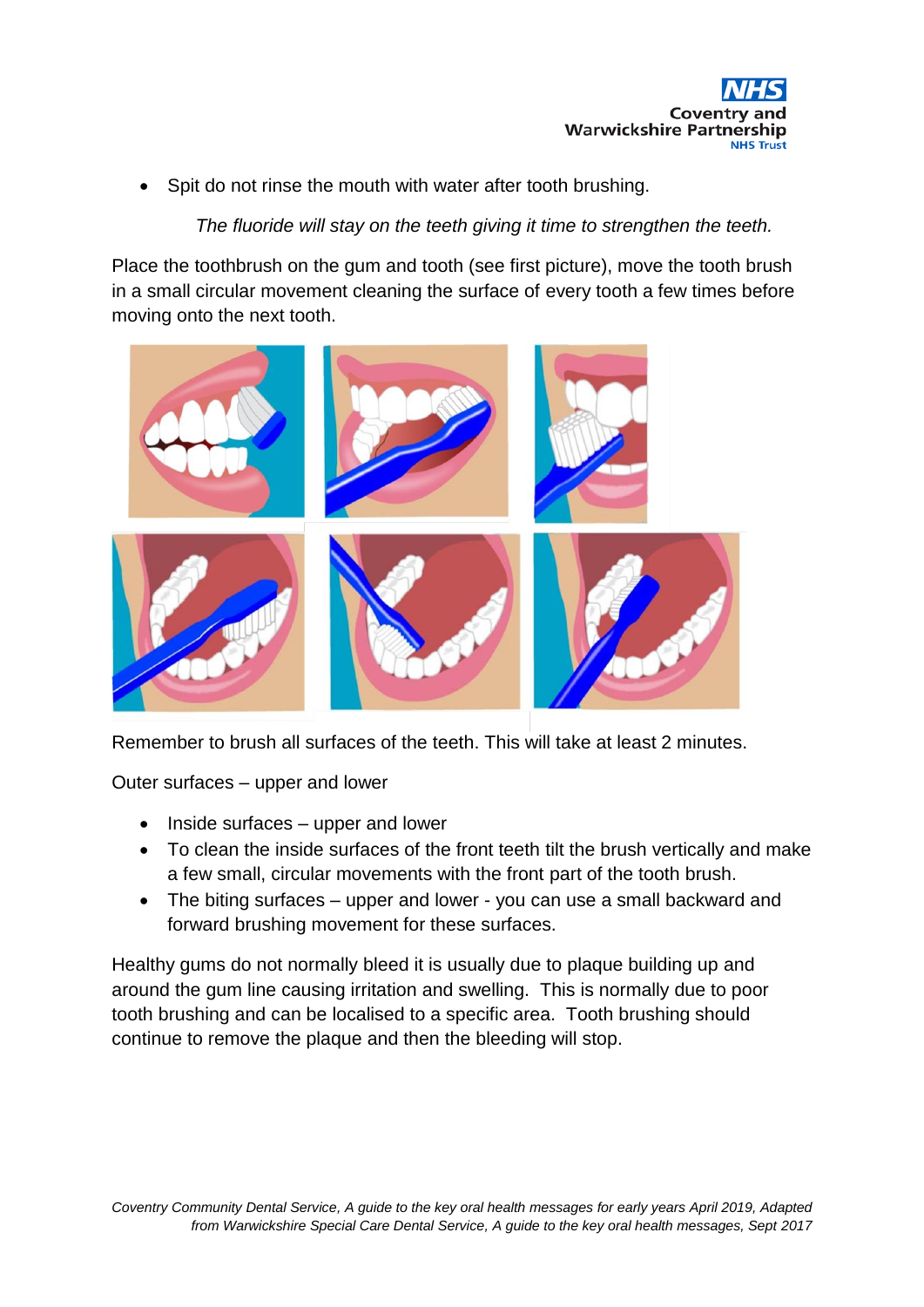- Spit do not rinse the mouth with water after tooth brushing.

  *The fluoride will stay on the teeth giving it time to strengthen the teeth.*

Place the toothbrush on the gum and tooth (see first picture), move the tooth brush in a small circular movement cleaning the surface of every tooth a few times before moving onto the next tooth.

Remember to brush all surfaces of the teeth. This will take at least 2 minutes.

Outer surfaces – upper and lower

- Inside surfaces – upper and lower
- To clean the inside surfaces of the front teeth tilt the brush vertically and make a few small, circular movements with the front part of the tooth brush.
- The biting surfaces – upper and lower - you can use a small backward and forward brushing movement for these surfaces.

Healthy gums do not normally bleed it is usually due to plaque building up and around the gum line causing irritation and swelling. This is normally due to poor tooth brushing and can be localised to a specific area. Tooth brushing should continue to remove the plaque and then the bleeding will stop.

*Coventry Community Dental Service, A guide to the key oral health messages for early years April 2019, Adapted from Warwickshire Special Care Dental Service, A guide to the key oral health messages, Sept 2017*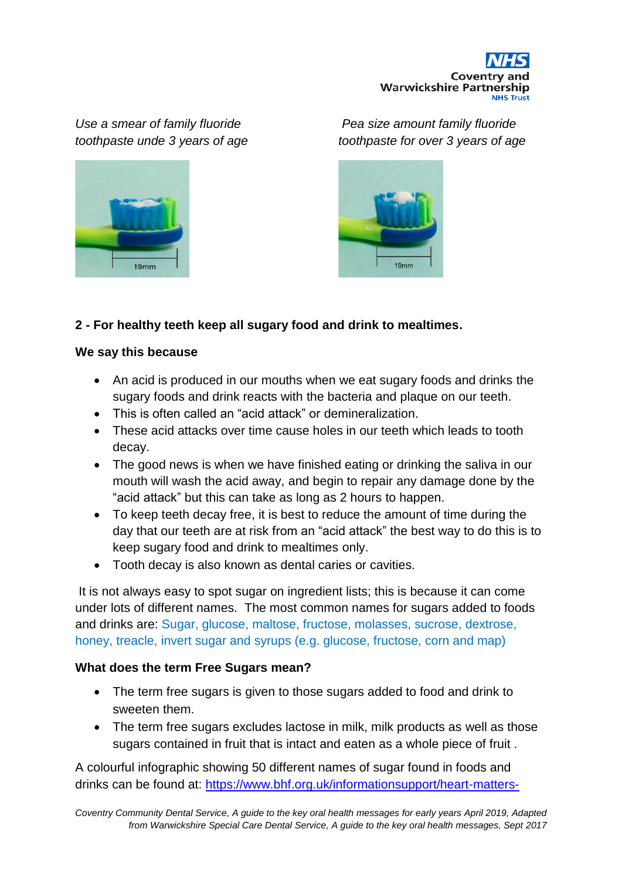*Use a smear of family fluoride toothpaste unde 3 years of age*

*Pea size amount family fluoride toothpaste for over 3 years of age*

**2 - For healthy teeth keep all sugary food and drink to mealtimes.**

**We say this because**

- An acid is produced in our mouths when we eat sugary foods and drinks the sugary foods and drink reacts with the bacteria and plaque on our teeth.
- This is often called an "acid attack" or demineralization.
- These acid attacks over time cause holes in our teeth which leads to tooth decay.
- The good news is when we have finished eating or drinking the saliva in our mouth will wash the acid away, and begin to repair any damage done by the "acid attack" but this can take as long as 2 hours to happen.
- To keep teeth decay free, it is best to reduce the amount of time during the day that our teeth are at risk from an "acid attack" the best way to do this is to keep sugary food and drink to mealtimes only.
- Tooth decay is also known as dental caries or cavities.

It is not always easy to spot sugar on ingredient lists; this is because it can come under lots of different names. The most common names for sugars added to foods and drinks are: Sugar, glucose, maltose, fructose, molasses, sucrose, dextrose, honey, treacle, invert sugar and syrups (e.g. glucose, fructose, corn and map)

**What does the term Free Sugars mean?**

- The term free sugars is given to those sugars added to food and drink to sweeten them.
- The term free sugars excludes lactose in milk, milk products as well as those sugars contained in fruit that is intact and eaten as a whole piece of fruit .

A colourful infographic showing 50 different names of sugar found in foods and drinks can be found at: https://www.bhf.org.uk/informationsupport/heart-matters-

*Coventry Community Dental Service, A guide to the key oral health messages for early years April 2019, Adapted from Warwickshire Special Care Dental Service, A guide to the key oral health messages, Sept 2017*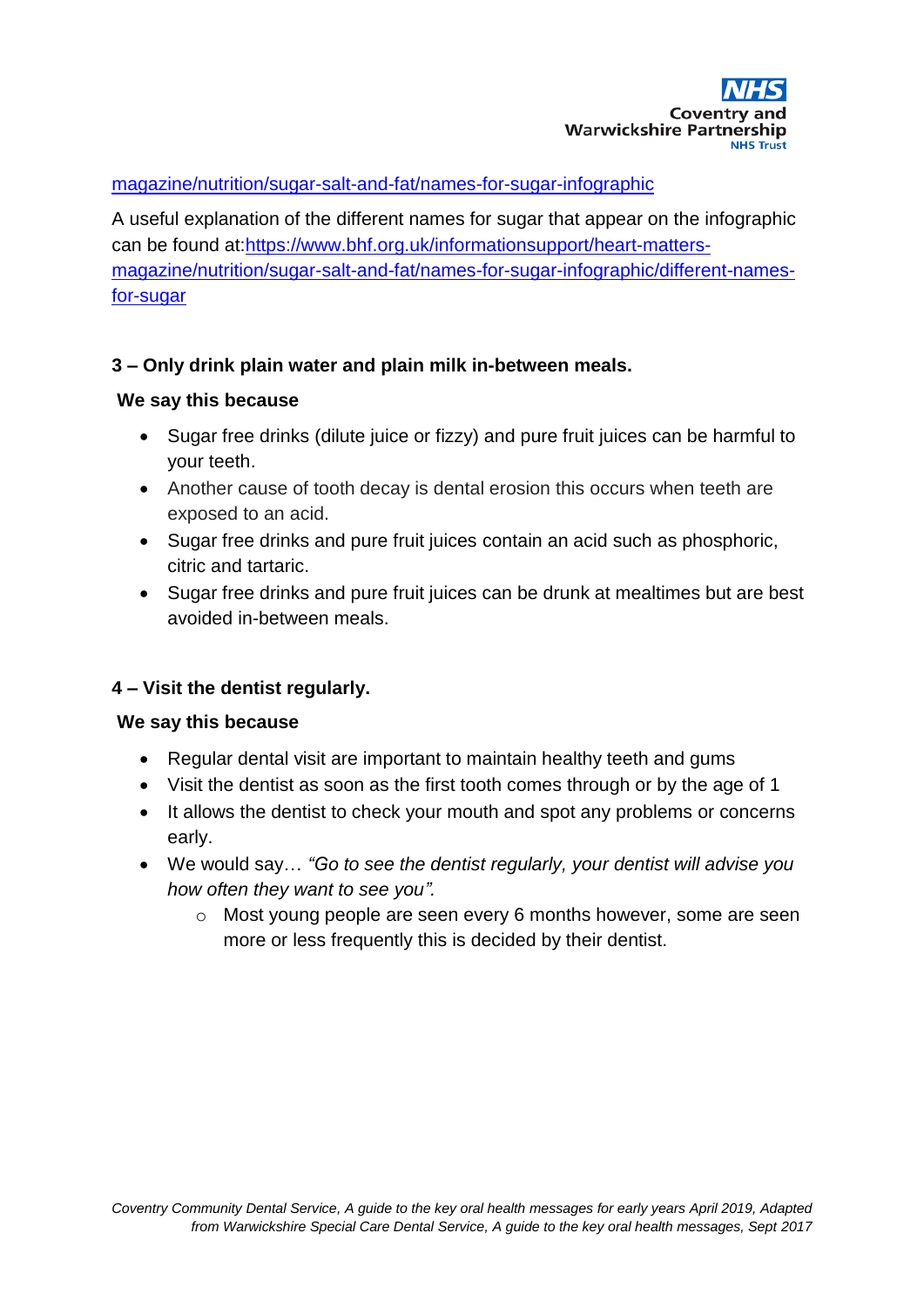magazine/nutrition/sugar-salt-and-fat/names-for-sugar-infographic

A useful explanation of the different names for sugar that appear on the infographic can be found at:https://www.bhf.org.uk/informationsupport/heart-matters-magazine/nutrition/sugar-salt-and-fat/names-for-sugar-infographic/different-names-for-sugar

**3 – Only drink plain water and plain milk in-between meals.**

**We say this because**

- Sugar free drinks (dilute juice or fizzy) and pure fruit juices can be harmful to your teeth.
- Another cause of tooth decay is dental erosion this occurs when teeth are exposed to an acid.
- Sugar free drinks and pure fruit juices contain an acid such as phosphoric, citric and tartaric.
- Sugar free drinks and pure fruit juices can be drunk at mealtimes but are best avoided in-between meals.

**4 – Visit the dentist regularly.**

**We say this because**

- Regular dental visit are important to maintain healthy teeth and gums
- Visit the dentist as soon as the first tooth comes through or by the age of 1
- It allows the dentist to check your mouth and spot any problems or concerns early.
- We would say… *"Go to see the dentist regularly, your dentist will advise you how often they want to see you".*
    - Most young people are seen every 6 months however, some are seen more or less frequently this is decided by their dentist.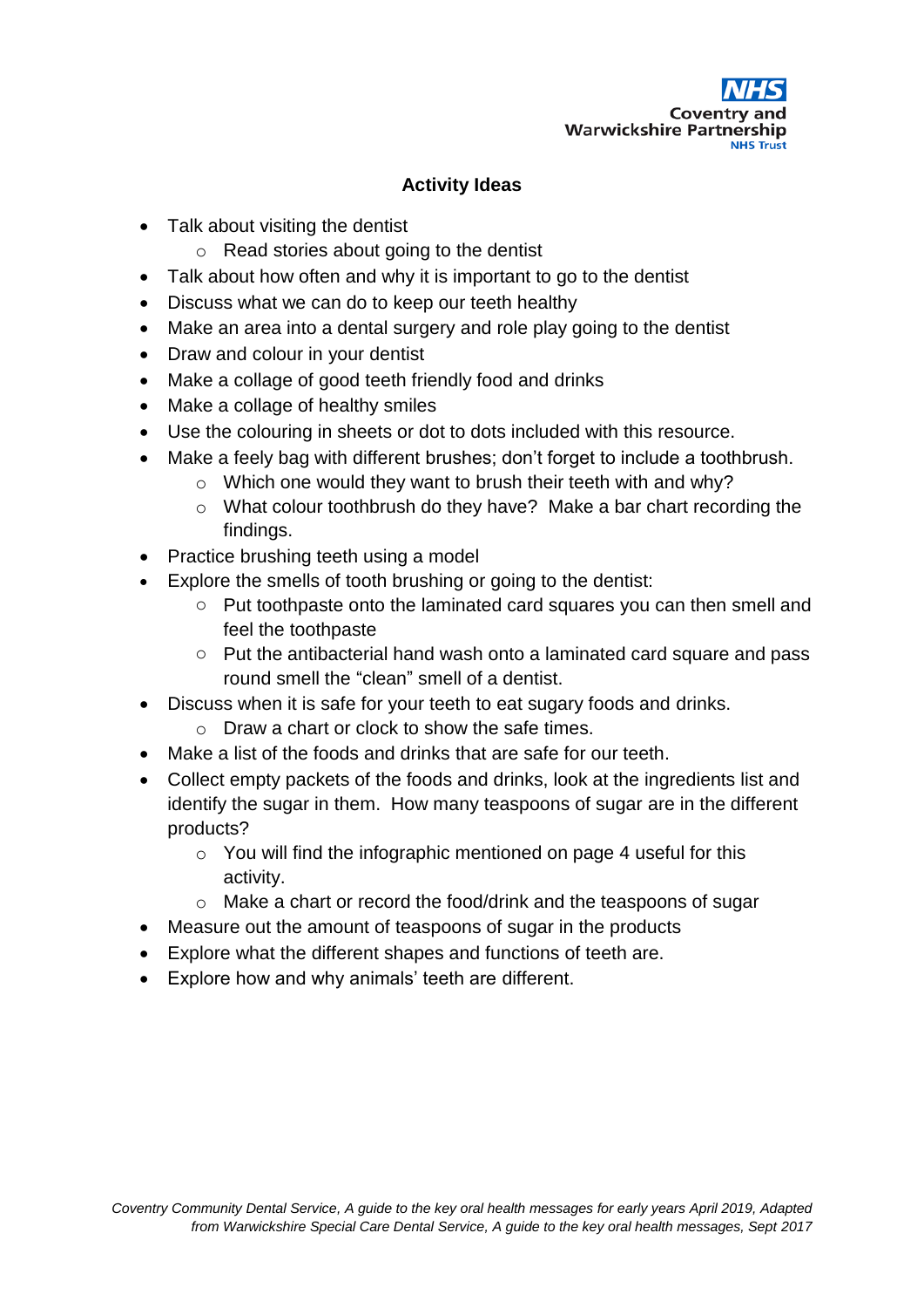## Activity Ideas

- Talk about visiting the dentist
  - Read stories about going to the dentist
- Talk about how often and why it is important to go to the dentist
- Discuss what we can do to keep our teeth healthy
- Make an area into a dental surgery and role play going to the dentist
- Draw and colour in your dentist
- Make a collage of good teeth friendly food and drinks
- Make a collage of healthy smiles
- Use the colouring in sheets or dot to dots included with this resource.
- Make a feely bag with different brushes; don't forget to include a toothbrush.
  - Which one would they want to brush their teeth with and why?
  - What colour toothbrush do they have? Make a bar chart recording the findings.
- Practice brushing teeth using a model
- Explore the smells of tooth brushing or going to the dentist:
  - Put toothpaste onto the laminated card squares you can then smell and feel the toothpaste
  - Put the antibacterial hand wash onto a laminated card square and pass round smell the "clean" smell of a dentist.
- Discuss when it is safe for your teeth to eat sugary foods and drinks.
  - Draw a chart or clock to show the safe times.
- Make a list of the foods and drinks that are safe for our teeth.
- Collect empty packets of the foods and drinks, look at the ingredients list and identify the sugar in them. How many teaspoons of sugar are in the different products?
  - You will find the infographic mentioned on page 4 useful for this activity.
  - Make a chart or record the food/drink and the teaspoons of sugar
- Measure out the amount of teaspoons of sugar in the products
- Explore what the different shapes and functions of teeth are.
- Explore how and why animals' teeth are different.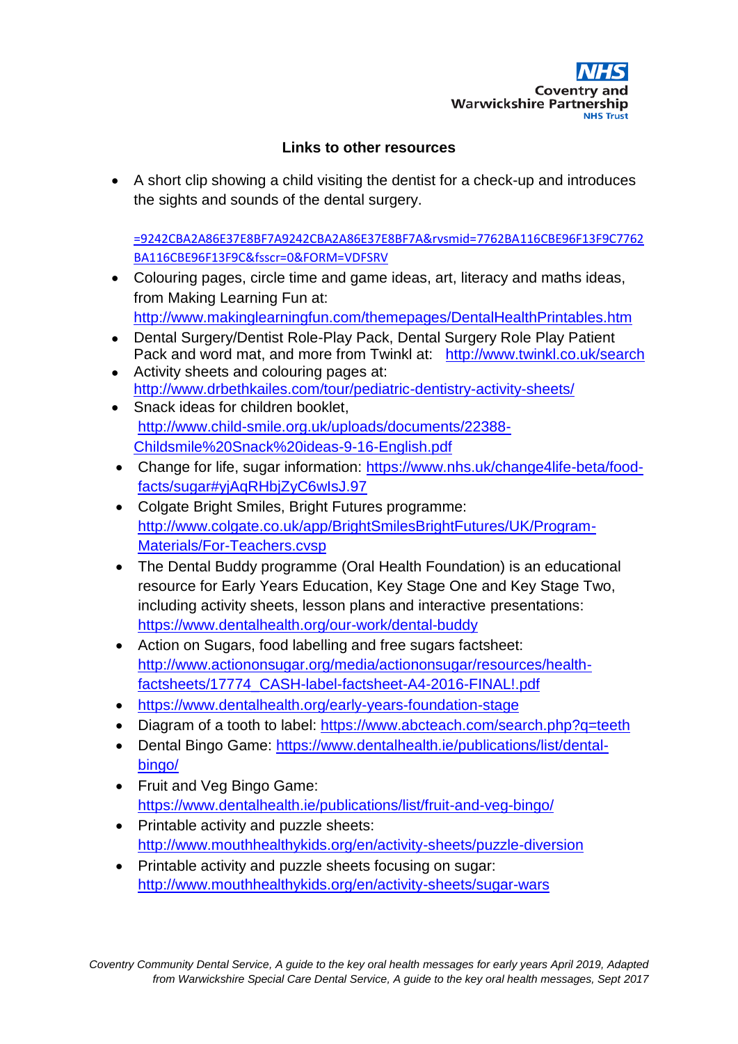## Links to other resources

- A short clip showing a child visiting the dentist for a check-up and introduces the sights and sounds of the dental surgery.

  =9242CBA2A86E37E8BF7A9242CBA2A86E37E8BF7A&rvsmid=7762BA116CBE96F13F9C7762BA116CBE96F13F9C&fsscr=0&FORM=VDFSRV
- Colouring pages, circle time and game ideas, art, literacy and maths ideas, from Making Learning Fun at: http://www.makinglearningfun.com/themepages/DentalHealthPrintables.htm
- Dental Surgery/Dentist Role-Play Pack, Dental Surgery Role Play Patient Pack and word mat, and more from Twinkl at: http://www.twinkl.co.uk/search
- Activity sheets and colouring pages at: http://www.drbethkailes.com/tour/pediatric-dentistry-activity-sheets/
- Snack ideas for children booklet, http://www.child-smile.org.uk/uploads/documents/22388-Childsmile%20Snack%20ideas-9-16-English.pdf
- Change for life, sugar information: https://www.nhs.uk/change4life-beta/food-facts/sugar#yjAqRHbjZyC6wlsJ.97
- Colgate Bright Smiles, Bright Futures programme: http://www.colgate.co.uk/app/BrightSmilesBrightFutures/UK/Program-Materials/For-Teachers.cvsp
- The Dental Buddy programme (Oral Health Foundation) is an educational resource for Early Years Education, Key Stage One and Key Stage Two, including activity sheets, lesson plans and interactive presentations: https://www.dentalhealth.org/our-work/dental-buddy
- Action on Sugars, food labelling and free sugars factsheet: http://www.actiononsugar.org/media/actiononsugar/resources/health-factsheets/17774_CASH-label-factsheet-A4-2016-FINAL!.pdf
- https://www.dentalhealth.org/early-years-foundation-stage
- Diagram of a tooth to label: https://www.abcteach.com/search.php?q=teeth
- Dental Bingo Game: https://www.dentalhealth.ie/publications/list/dental-bingo/
- Fruit and Veg Bingo Game: https://www.dentalhealth.ie/publications/list/fruit-and-veg-bingo/
- Printable activity and puzzle sheets: http://www.mouthhealthykids.org/en/activity-sheets/puzzle-diversion
- Printable activity and puzzle sheets focusing on sugar: http://www.mouthhealthykids.org/en/activity-sheets/sugar-wars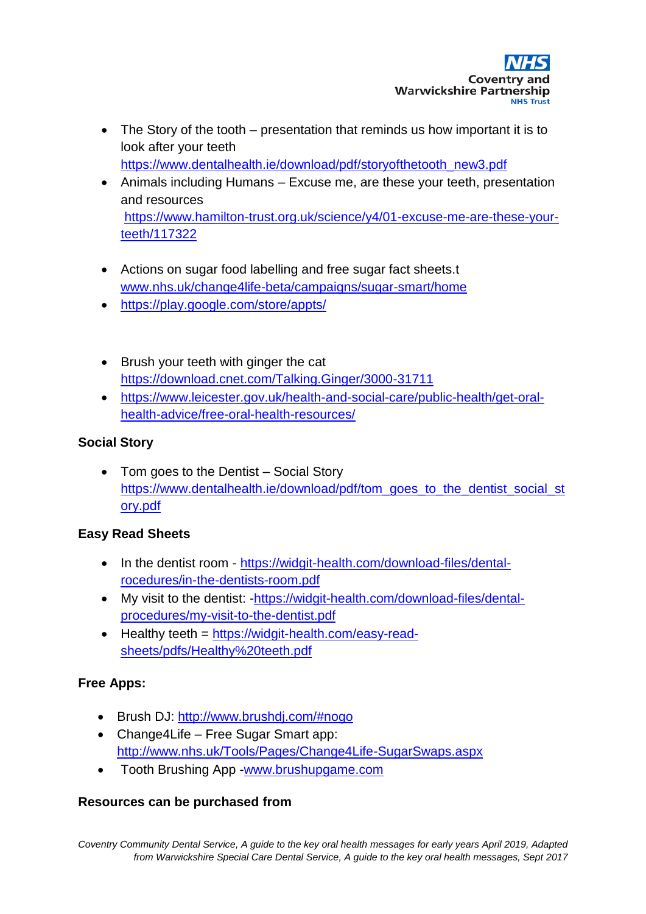- The Story of the tooth – presentation that reminds us how important it is to look after your teeth https://www.dentalhealth.ie/download/pdf/storyofthetooth_new3.pdf
- Animals including Humans – Excuse me, are these your teeth, presentation and resources https://www.hamilton-trust.org.uk/science/y4/01-excuse-me-are-these-your-teeth/117322

- Actions on sugar food labelling and free sugar fact sheets.t www.nhs.uk/change4life-beta/campaigns/sugar-smart/home
- https://play.google.com/store/appts/

- Brush your teeth with ginger the cat https://download.cnet.com/Talking.Ginger/3000-31711
- https://www.leicester.gov.uk/health-and-social-care/public-health/get-oral-health-advice/free-oral-health-resources/

**Social Story**

- Tom goes to the Dentist – Social Story https://www.dentalhealth.ie/download/pdf/tom_goes_to_the_dentist_social_story.pdf

**Easy Read Sheets**

- In the dentist room - https://widgit-health.com/download-files/dental-rocedures/in-the-dentists-room.pdf
- My visit to the dentist: -https://widgit-health.com/download-files/dental-procedures/my-visit-to-the-dentist.pdf
- Healthy teeth = https://widgit-health.com/easy-read-sheets/pdfs/Healthy%20teeth.pdf

**Free Apps:**

- Brush DJ: http://www.brushdj.com/#nogo
- Change4Life – Free Sugar Smart app: http://www.nhs.uk/Tools/Pages/Change4Life-SugarSwaps.aspx
- Tooth Brushing App -www.brushupgame.com

**Resources can be purchased from**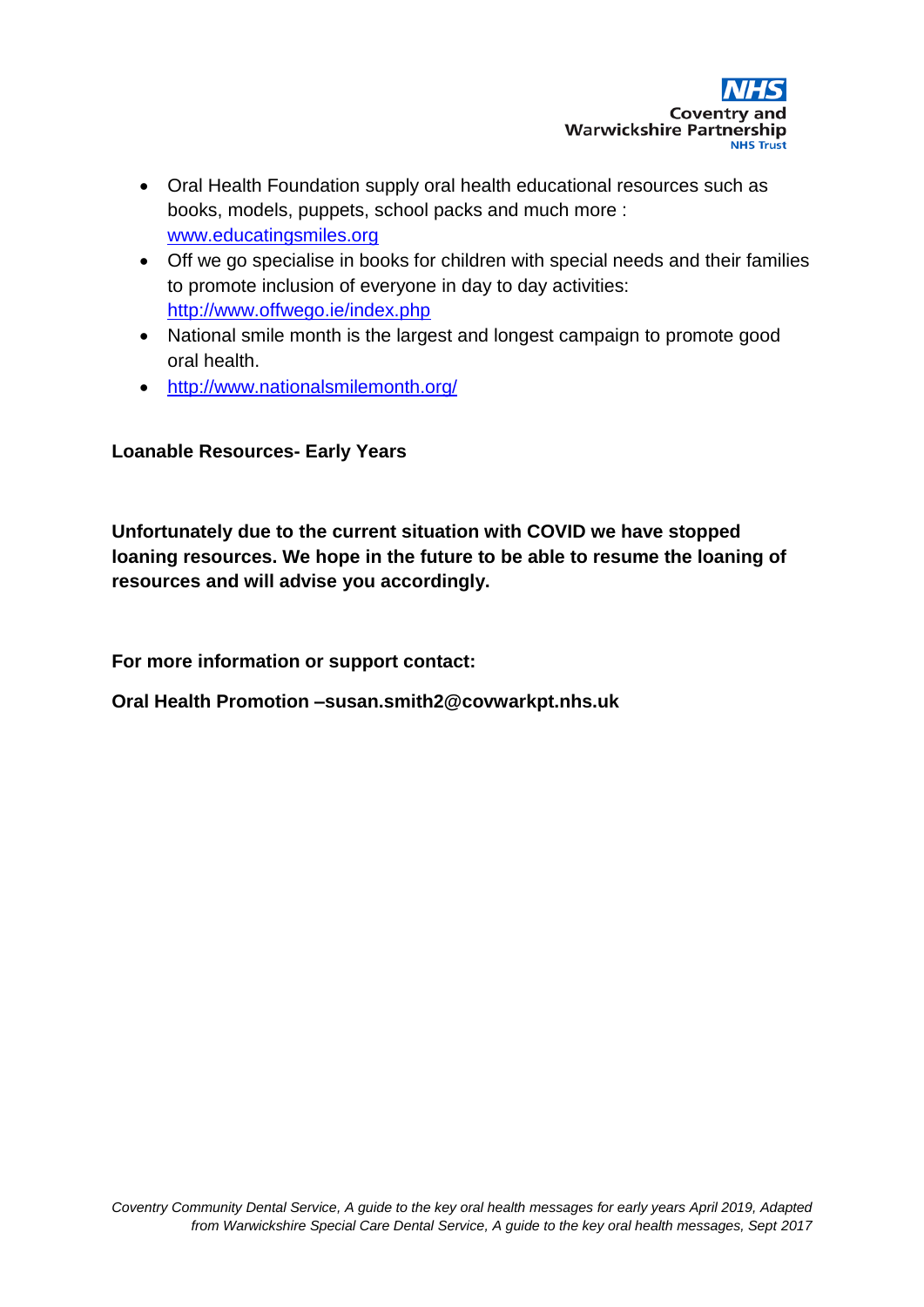- Oral Health Foundation supply oral health educational resources such as books, models, puppets, school packs and much more : www.educatingsmiles.org
- Off we go specialise in books for children with special needs and their families to promote inclusion of everyone in day to day activities: http://www.offwego.ie/index.php
- National smile month is the largest and longest campaign to promote good oral health.
- http://www.nationalsmilemonth.org/

**Loanable Resources- Early Years**

**Unfortunately due to the current situation with COVID we have stopped loaning resources. We hope in the future to be able to resume the loaning of resources and will advise you accordingly.**

**For more information or support contact:**

**Oral Health Promotion –susan.smith2@covwarkpt.nhs.uk**

*Coventry Community Dental Service, A guide to the key oral health messages for early years April 2019, Adapted from Warwickshire Special Care Dental Service, A guide to the key oral health messages, Sept 2017*